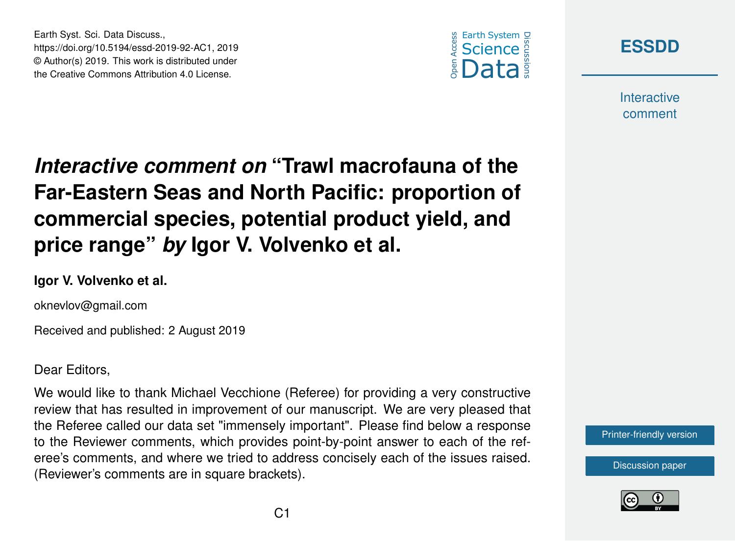# *Interactive comment on* "Trawl macrofauna of the Far-Eastern Seas and North Pacific: proportion of commercial species, potential product yield, and price range" *by* Igor V. Volvenko et al.

**Igor V. Volvenko et al.**

oknevlov@gmail.com

Received and published: 2 August 2019

Dear Editors,

We would like to thank Michael Vecchione (Referee) for providing a very constructive review that has resulted in improvement of our manuscript. We are very pleased that the Referee called our data set "immensely important". Please find below a response to the Reviewer comments, which provides point-by-point answer to each of the referee's comments, and where we tried to address concisely each of the issues raised. (Reviewer's comments are in square brackets).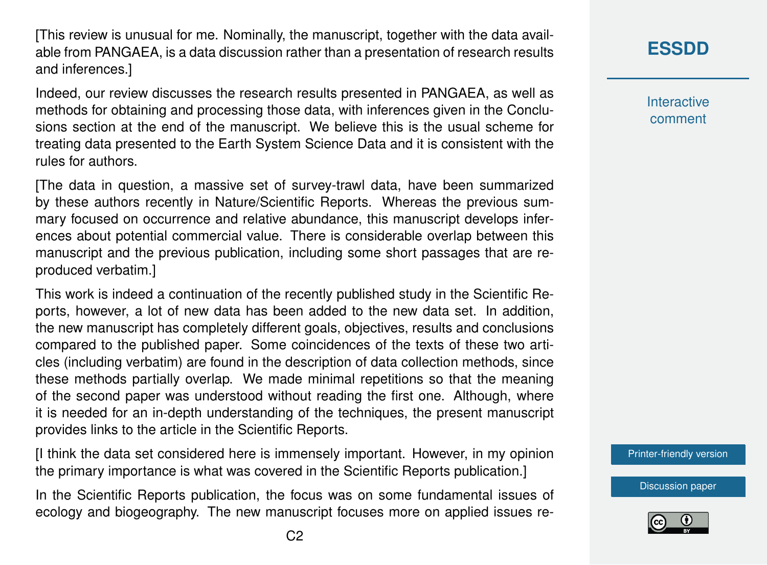[This review is unusual for me. Nominally, the manuscript, together with the data available from PANGAEA, is a data discussion rather than a presentation of research results and inferences.]

Indeed, our review discusses the research results presented in PANGAEA, as well as methods for obtaining and processing those data, with inferences given in the Conclusions section at the end of the manuscript. We believe this is the usual scheme for treating data presented to the Earth System Science Data and it is consistent with the rules for authors.

[The data in question, a massive set of survey-trawl data, have been summarized by these authors recently in Nature/Scientific Reports. Whereas the previous summary focused on occurrence and relative abundance, this manuscript develops inferences about potential commercial value. There is considerable overlap between this manuscript and the previous publication, including some short passages that are reproduced verbatim.]

This work is indeed a continuation of the recently published study in the Scientific Reports, however, a lot of new data has been added to the new data set. In addition, the new manuscript has completely different goals, objectives, results and conclusions compared to the published paper. Some coincidences of the texts of these two articles (including verbatim) are found in the description of data collection methods, since these methods partially overlap. We made minimal repetitions so that the meaning of the second paper was understood without reading the first one. Although, where it is needed for an in-depth understanding of the techniques, the present manuscript provides links to the article in the Scientific Reports.

[I think the data set considered here is immensely important. However, in my opinion the primary importance is what was covered in the Scientific Reports publication.]

In the Scientific Reports publication, the focus was on some fundamental issues of ecology and biogeography. The new manuscript focuses more on applied issues re-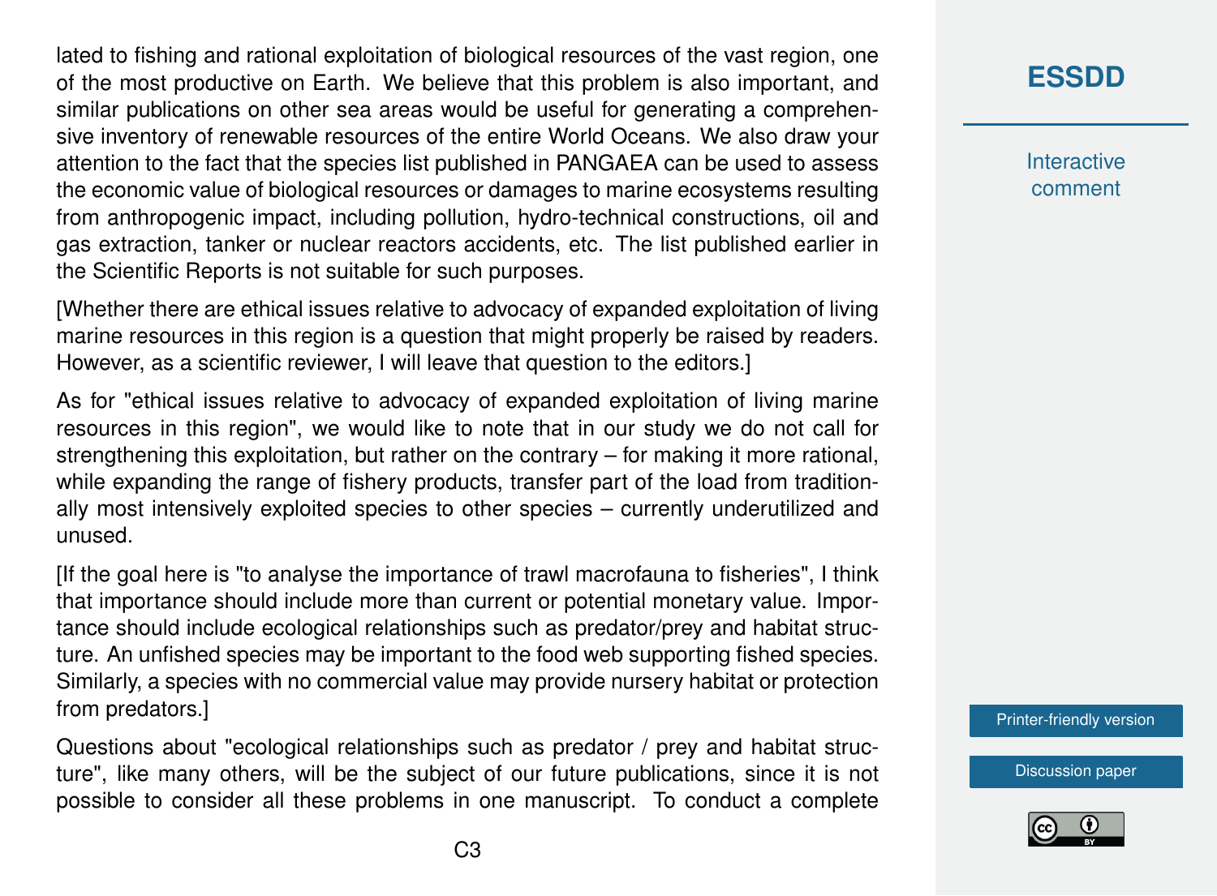lated to fishing and rational exploitation of biological resources of the vast region, one of the most productive on Earth. We believe that this problem is also important, and similar publications on other sea areas would be useful for generating a comprehensive inventory of renewable resources of the entire World Oceans. We also draw your attention to the fact that the species list published in PANGAEA can be used to assess the economic value of biological resources or damages to marine ecosystems resulting from anthropogenic impact, including pollution, hydro-technical constructions, oil and gas extraction, tanker or nuclear reactors accidents, etc. The list published earlier in the Scientific Reports is not suitable for such purposes.

[Whether there are ethical issues relative to advocacy of expanded exploitation of living marine resources in this region is a question that might properly be raised by readers. However, as a scientific reviewer, I will leave that question to the editors.]

As for "ethical issues relative to advocacy of expanded exploitation of living marine resources in this region", we would like to note that in our study we do not call for strengthening this exploitation, but rather on the contrary – for making it more rational, while expanding the range of fishery products, transfer part of the load from traditionally most intensively exploited species to other species – currently underutilized and unused.

[If the goal here is "to analyse the importance of trawl macrofauna to fisheries", I think that importance should include more than current or potential monetary value. Importance should include ecological relationships such as predator/prey and habitat structure. An unfished species may be important to the food web supporting fished species. Similarly, a species with no commercial value may provide nursery habitat or protection from predators.]

Questions about "ecological relationships such as predator / prey and habitat structure", like many others, will be the subject of our future publications, since it is not possible to consider all these problems in one manuscript. To conduct a complete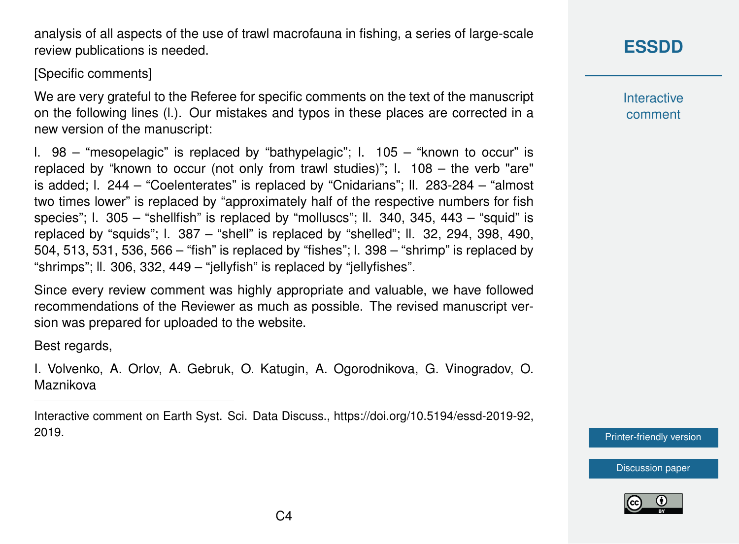analysis of all aspects of the use of trawl macrofauna in fishing, a series of large-scale review publications is needed.

[Specific comments]

We are very grateful to the Referee for specific comments on the text of the manuscript on the following lines (l.). Our mistakes and typos in these places are corrected in a new version of the manuscript:

l. 98 – "mesopelagic" is replaced by "bathypelagic"; l. 105 – "known to occur" is replaced by "known to occur (not only from trawl studies)"; l. 108 – the verb "are" is added; l. 244 – "Coelenterates" is replaced by "Cnidarians"; ll. 283-284 – "almost two times lower" is replaced by "approximately half of the respective numbers for fish species"; l. 305 – "shellfish" is replaced by "molluscs"; ll. 340, 345, 443 – "squid" is replaced by "squids"; l. 387 – "shell" is replaced by "shelled"; ll. 32, 294, 398, 490, 504, 513, 531, 536, 566 – "fish" is replaced by "fishes"; l. 398 – "shrimp" is replaced by "shrimps"; ll. 306, 332, 449 – "jellyfish" is replaced by "jellyfishes".

Since every review comment was highly appropriate and valuable, we have followed recommendations of the Reviewer as much as possible. The revised manuscript version was prepared for uploaded to the website.

Best regards,

I. Volvenko, A. Orlov, A. Gebruk, O. Katugin, A. Ogorodnikova, G. Vinogradov, O. Maznikova

---

Interactive comment on Earth Syst. Sci. Data Discuss., https://doi.org/10.5194/essd-2019-92, 2019.